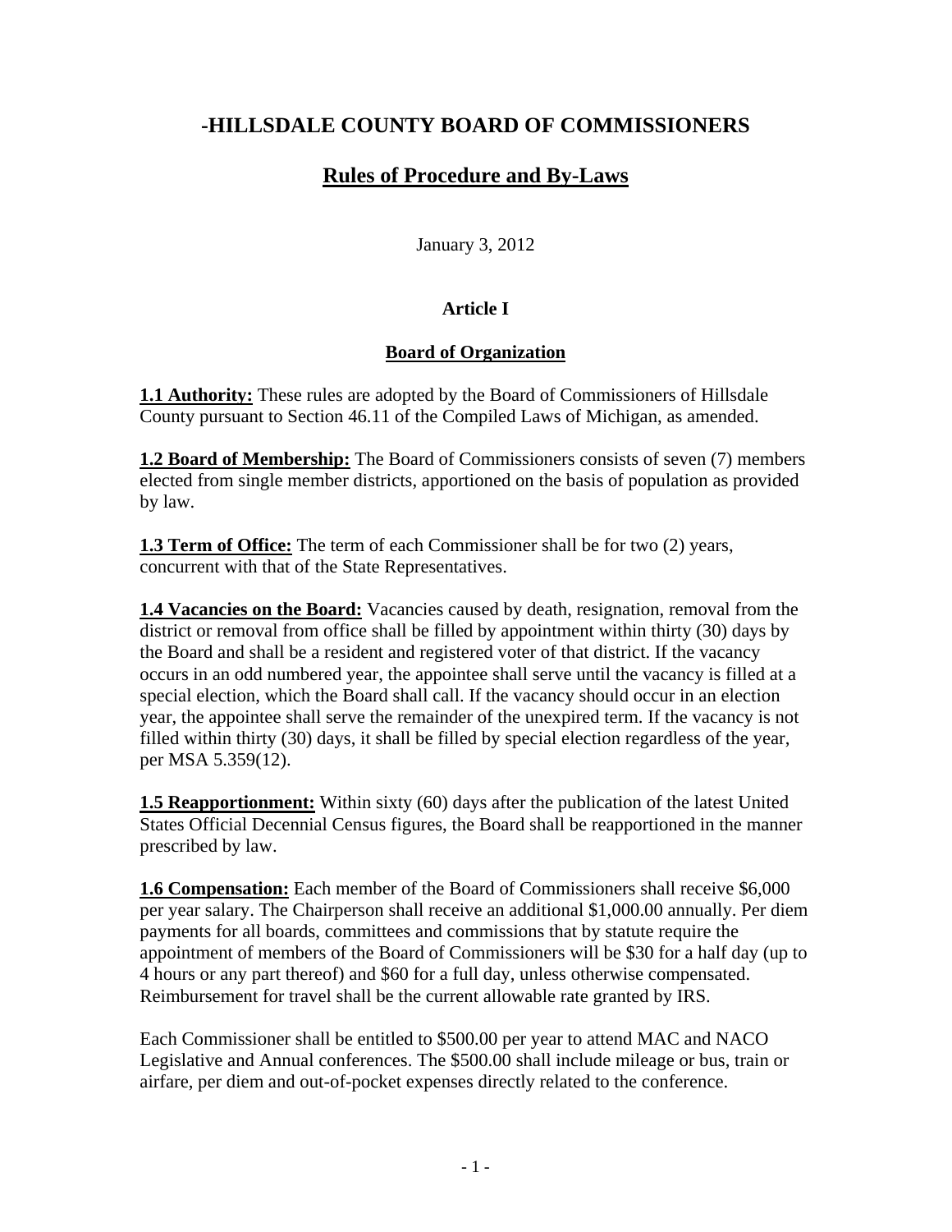# -HILLSDALE COUNTY BOARD OF COMMISSIONERS

## Rules of Procedure and By-Laws

January 3, 2012

### Article I

### Board of Organization

**1.1 Authority:** These rules are adopted by the Board of Commissioners of Hillsdale County pursuant to Section 46.11 of the Compiled Laws of Michigan, as amended.

**1.2 Board of Membership:** The Board of Commissioners consists of seven (7) members elected from single member districts, apportioned on the basis of population as provided by law.

**1.3 Term of Office:** The term of each Commissioner shall be for two (2) years, concurrent with that of the State Representatives.

**1.4 Vacancies on the Board:** Vacancies caused by death, resignation, removal from the district or removal from office shall be filled by appointment within thirty (30) days by the Board and shall be a resident and registered voter of that district. If the vacancy occurs in an odd numbered year, the appointee shall serve until the vacancy is filled at a special election, which the Board shall call. If the vacancy should occur in an election year, the appointee shall serve the remainder of the unexpired term. If the vacancy is not filled within thirty (30) days, it shall be filled by special election regardless of the year, per MSA 5.359(12).

**1.5 Reapportionment:** Within sixty (60) days after the publication of the latest United States Official Decennial Census figures, the Board shall be reapportioned in the manner prescribed by law.

**1.6 Compensation:** Each member of the Board of Commissioners shall receive $6,000 per year salary. The Chairperson shall receive an additional $1,000.00 annually. Per diem payments for all boards, committees and commissions that by statute require the appointment of members of the Board of Commissioners will be $30 for a half day (up to 4 hours or any part thereof) and $60 for a full day, unless otherwise compensated. Reimbursement for travel shall be the current allowable rate granted by IRS.

Each Commissioner shall be entitled to $500.00 per year to attend MAC and NACO Legislative and Annual conferences. The $500.00 shall include mileage or bus, train or airfare, per diem and out-of-pocket expenses directly related to the conference.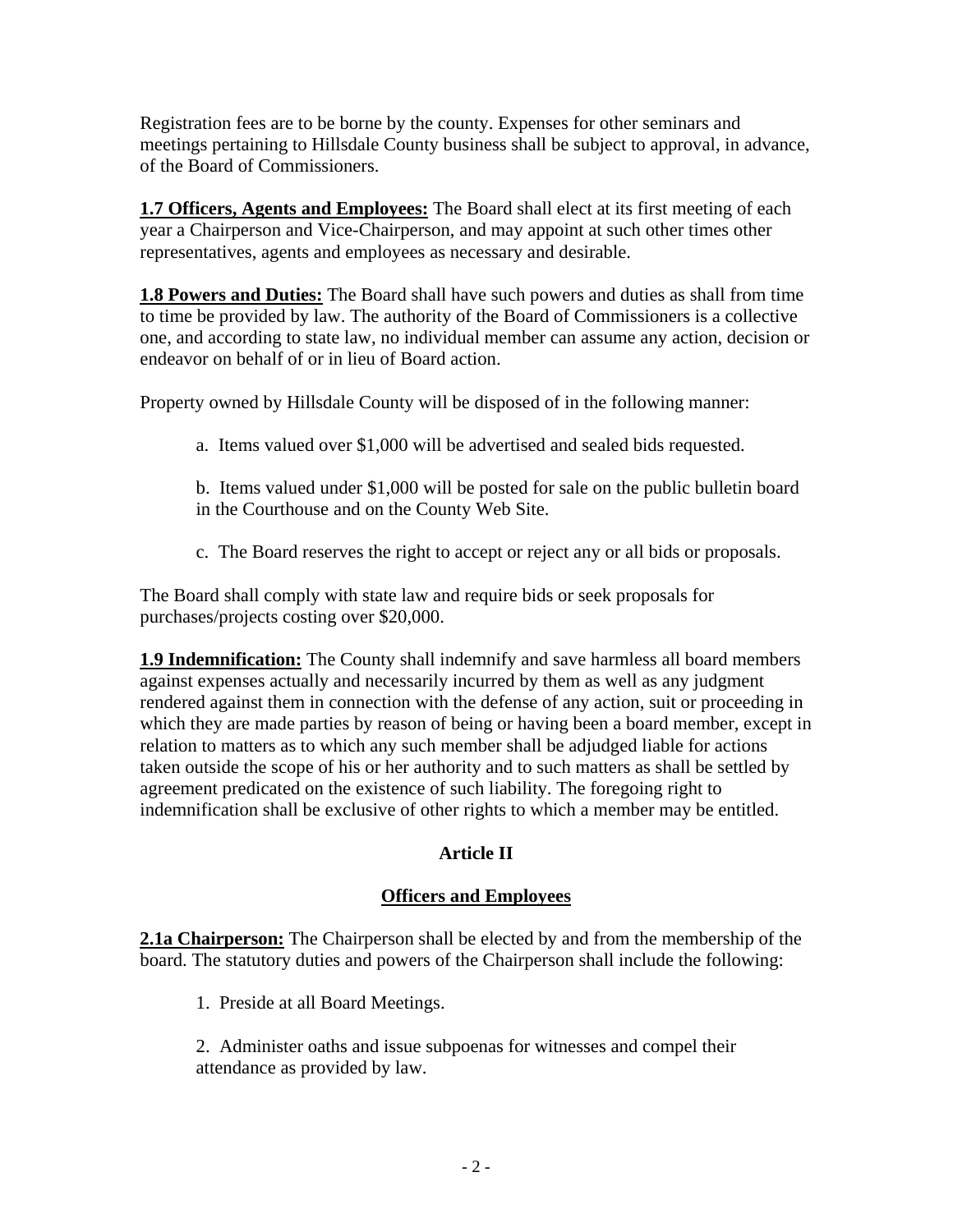Registration fees are to be borne by the county. Expenses for other seminars and meetings pertaining to Hillsdale County business shall be subject to approval, in advance, of the Board of Commissioners.

**1.7 Officers, Agents and Employees:** The Board shall elect at its first meeting of each year a Chairperson and Vice-Chairperson, and may appoint at such other times other representatives, agents and employees as necessary and desirable.

**1.8 Powers and Duties:** The Board shall have such powers and duties as shall from time to time be provided by law. The authority of the Board of Commissioners is a collective one, and according to state law, no individual member can assume any action, decision or endeavor on behalf of or in lieu of Board action.

Property owned by Hillsdale County will be disposed of in the following manner:

a. Items valued over $1,000 will be advertised and sealed bids requested.

b. Items valued under $1,000 will be posted for sale on the public bulletin board in the Courthouse and on the County Web Site.

c. The Board reserves the right to accept or reject any or all bids or proposals.

The Board shall comply with state law and require bids or seek proposals for purchases/projects costing over $20,000.

**1.9 Indemnification:** The County shall indemnify and save harmless all board members against expenses actually and necessarily incurred by them as well as any judgment rendered against them in connection with the defense of any action, suit or proceeding in which they are made parties by reason of being or having been a board member, except in relation to matters as to which any such member shall be adjudged liable for actions taken outside the scope of his or her authority and to such matters as shall be settled by agreement predicated on the existence of such liability. The foregoing right to indemnification shall be exclusive of other rights to which a member may be entitled.

## Article II

## Officers and Employees

**2.1a Chairperson:** The Chairperson shall be elected by and from the membership of the board. The statutory duties and powers of the Chairperson shall include the following:

1. Preside at all Board Meetings.

2. Administer oaths and issue subpoenas for witnesses and compel their attendance as provided by law.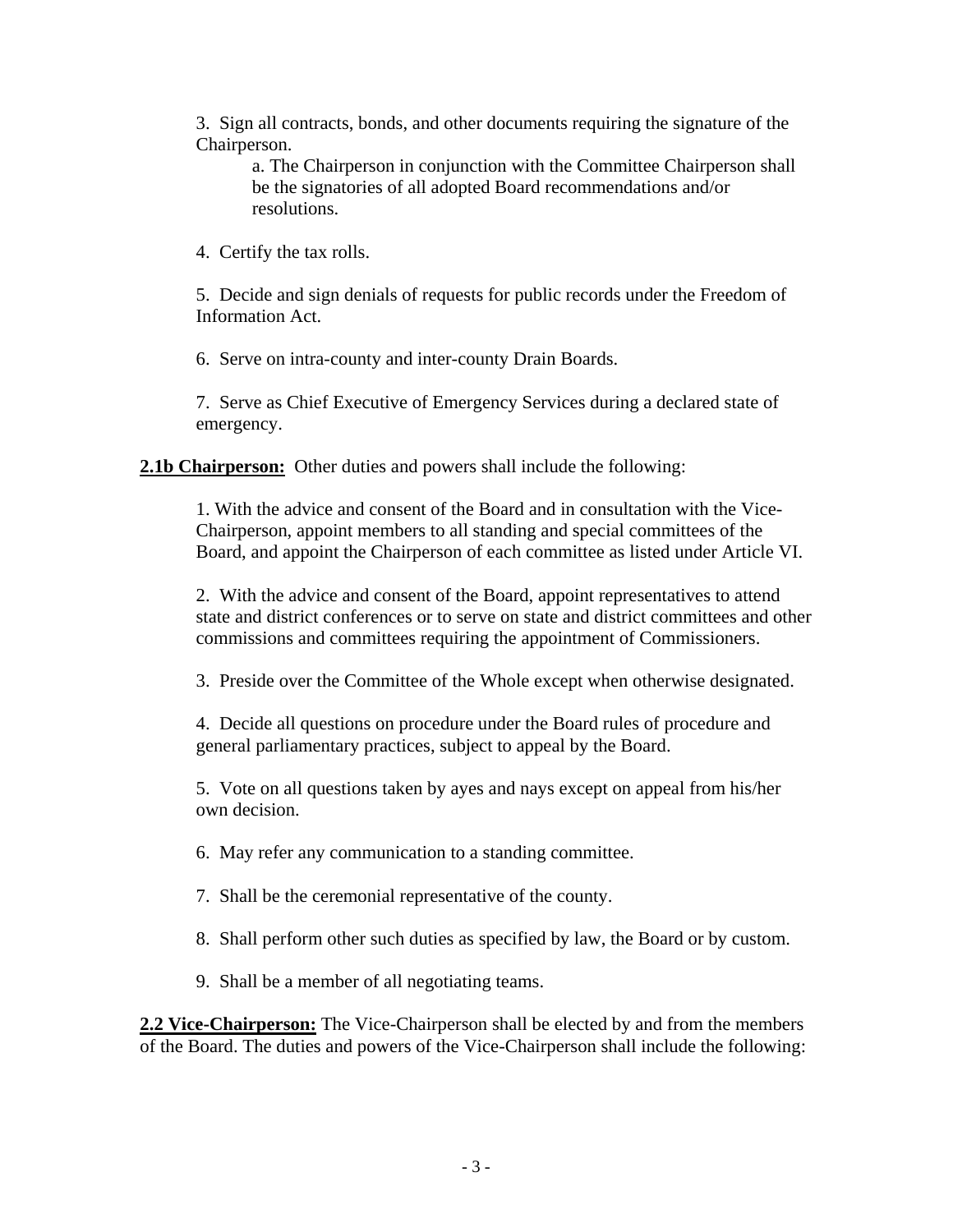3. Sign all contracts, bonds, and other documents requiring the signature of the Chairperson.

   a. The Chairperson in conjunction with the Committee Chairperson shall be the signatories of all adopted Board recommendations and/or resolutions.

4. Certify the tax rolls.

5. Decide and sign denials of requests for public records under the Freedom of Information Act.

6. Serve on intra-county and inter-county Drain Boards.

7. Serve as Chief Executive of Emergency Services during a declared state of emergency.

**2.1b Chairperson:** Other duties and powers shall include the following:

1. With the advice and consent of the Board and in consultation with the Vice-Chairperson, appoint members to all standing and special committees of the Board, and appoint the Chairperson of each committee as listed under Article VI.

2. With the advice and consent of the Board, appoint representatives to attend state and district conferences or to serve on state and district committees and other commissions and committees requiring the appointment of Commissioners.

3. Preside over the Committee of the Whole except when otherwise designated.

4. Decide all questions on procedure under the Board rules of procedure and general parliamentary practices, subject to appeal by the Board.

5. Vote on all questions taken by ayes and nays except on appeal from his/her own decision.

6. May refer any communication to a standing committee.

7. Shall be the ceremonial representative of the county.

8. Shall perform other such duties as specified by law, the Board or by custom.

9. Shall be a member of all negotiating teams.

**2.2 Vice-Chairperson:** The Vice-Chairperson shall be elected by and from the members of the Board. The duties and powers of the Vice-Chairperson shall include the following: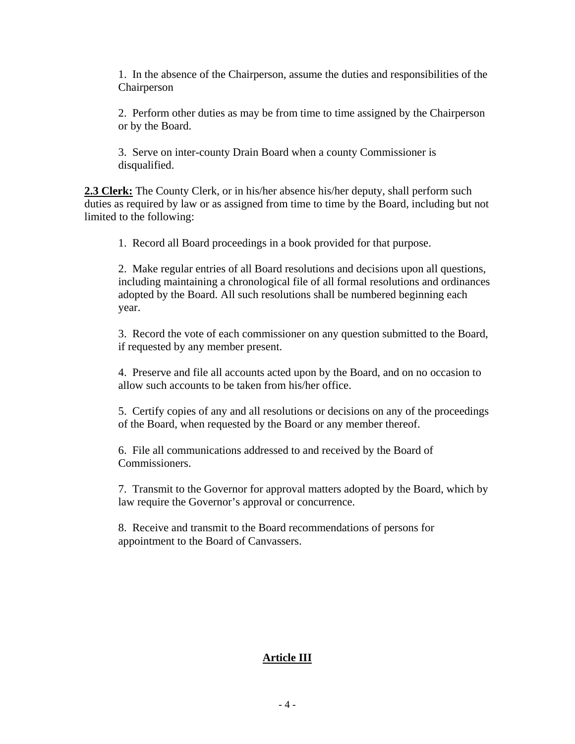1. In the absence of the Chairperson, assume the duties and responsibilities of the Chairperson

2. Perform other duties as may be from time to time assigned by the Chairperson or by the Board.

3. Serve on inter-county Drain Board when a county Commissioner is disqualified.

**2.3 Clerk:** The County Clerk, or in his/her absence his/her deputy, shall perform such duties as required by law or as assigned from time to time by the Board, including but not limited to the following:

1. Record all Board proceedings in a book provided for that purpose.

2. Make regular entries of all Board resolutions and decisions upon all questions, including maintaining a chronological file of all formal resolutions and ordinances adopted by the Board. All such resolutions shall be numbered beginning each year.

3. Record the vote of each commissioner on any question submitted to the Board, if requested by any member present.

4. Preserve and file all accounts acted upon by the Board, and on no occasion to allow such accounts to be taken from his/her office.

5. Certify copies of any and all resolutions or decisions on any of the proceedings of the Board, when requested by the Board or any member thereof.

6. File all communications addressed to and received by the Board of Commissioners.

7. Transmit to the Governor for approval matters adopted by the Board, which by law require the Governor's approval or concurrence.

8. Receive and transmit to the Board recommendations of persons for appointment to the Board of Canvassers.

## Article III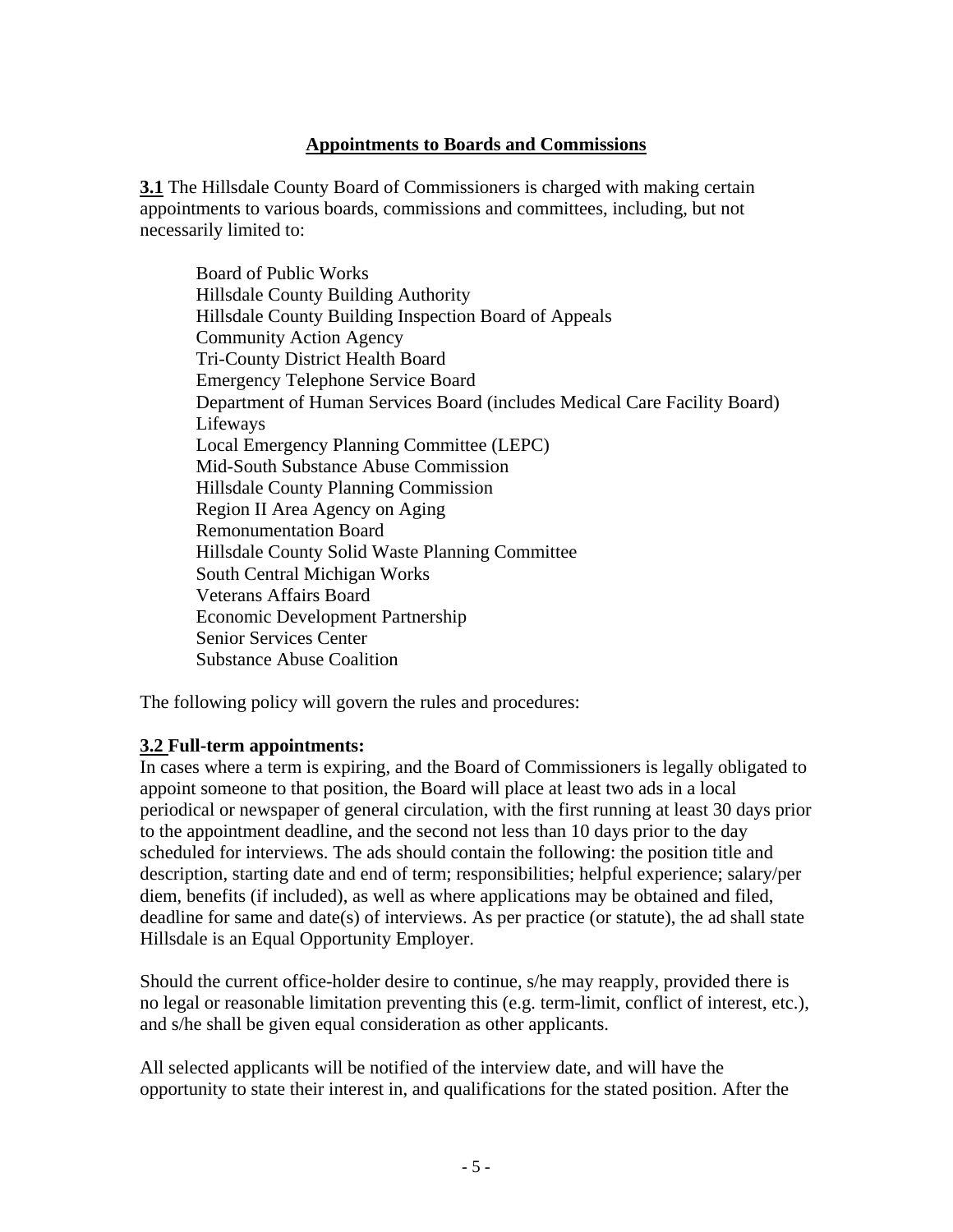## Appointments to Boards and Commissions

**3.1** The Hillsdale County Board of Commissioners is charged with making certain appointments to various boards, commissions and committees, including, but not necessarily limited to:

- Board of Public Works
- Hillsdale County Building Authority
- Hillsdale County Building Inspection Board of Appeals
- Community Action Agency
- Tri-County District Health Board
- Emergency Telephone Service Board
- Department of Human Services Board (includes Medical Care Facility Board)
- Lifeways
- Local Emergency Planning Committee (LEPC)
- Mid-South Substance Abuse Commission
- Hillsdale County Planning Commission
- Region II Area Agency on Aging
- Remonumentation Board
- Hillsdale County Solid Waste Planning Committee
- South Central Michigan Works
- Veterans Affairs Board
- Economic Development Partnership
- Senior Services Center
- Substance Abuse Coalition

The following policy will govern the rules and procedures:

**3.2 Full-term appointments:**
In cases where a term is expiring, and the Board of Commissioners is legally obligated to appoint someone to that position, the Board will place at least two ads in a local periodical or newspaper of general circulation, with the first running at least 30 days prior to the appointment deadline, and the second not less than 10 days prior to the day scheduled for interviews. The ads should contain the following: the position title and description, starting date and end of term; responsibilities; helpful experience; salary/per diem, benefits (if included), as well as where applications may be obtained and filed, deadline for same and date(s) of interviews. As per practice (or statute), the ad shall state Hillsdale is an Equal Opportunity Employer.

Should the current office-holder desire to continue, s/he may reapply, provided there is no legal or reasonable limitation preventing this (e.g. term-limit, conflict of interest, etc.), and s/he shall be given equal consideration as other applicants.

All selected applicants will be notified of the interview date, and will have the opportunity to state their interest in, and qualifications for the stated position. After the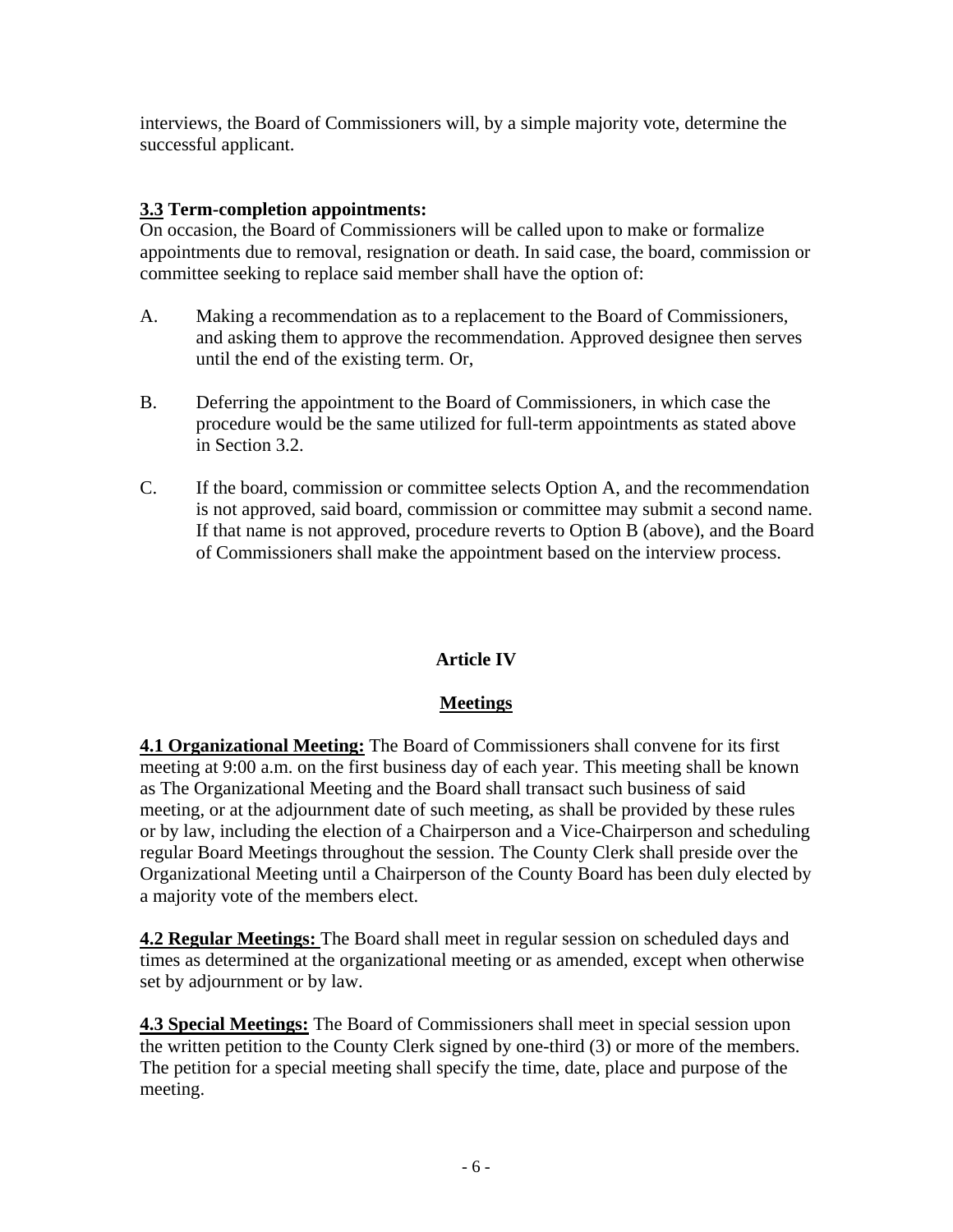interviews, the Board of Commissioners will, by a simple majority vote, determine the successful applicant.

**3.3 Term-completion appointments:**
On occasion, the Board of Commissioners will be called upon to make or formalize appointments due to removal, resignation or death. In said case, the board, commission or committee seeking to replace said member shall have the option of:

A. Making a recommendation as to a replacement to the Board of Commissioners, and asking them to approve the recommendation. Approved designee then serves until the end of the existing term. Or,

B. Deferring the appointment to the Board of Commissioners, in which case the procedure would be the same utilized for full-term appointments as stated above in Section 3.2.

C. If the board, commission or committee selects Option A, and the recommendation is not approved, said board, commission or committee may submit a second name. If that name is not approved, procedure reverts to Option B (above), and the Board of Commissioners shall make the appointment based on the interview process.

## Article IV

## Meetings

**4.1 Organizational Meeting:** The Board of Commissioners shall convene for its first meeting at 9:00 a.m. on the first business day of each year. This meeting shall be known as The Organizational Meeting and the Board shall transact such business of said meeting, or at the adjournment date of such meeting, as shall be provided by these rules or by law, including the election of a Chairperson and a Vice-Chairperson and scheduling regular Board Meetings throughout the session. The County Clerk shall preside over the Organizational Meeting until a Chairperson of the County Board has been duly elected by a majority vote of the members elect.

**4.2 Regular Meetings:** The Board shall meet in regular session on scheduled days and times as determined at the organizational meeting or as amended, except when otherwise set by adjournment or by law.

**4.3 Special Meetings:** The Board of Commissioners shall meet in special session upon the written petition to the County Clerk signed by one-third (3) or more of the members. The petition for a special meeting shall specify the time, date, place and purpose of the meeting.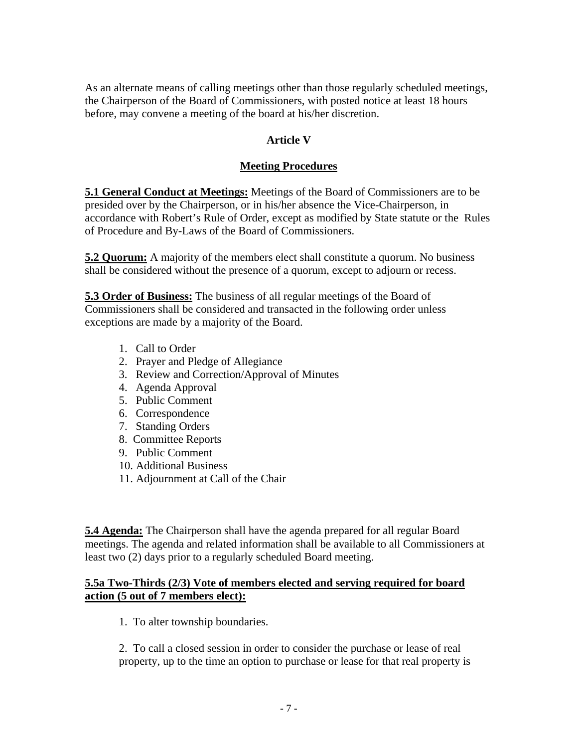As an alternate means of calling meetings other than those regularly scheduled meetings, the Chairperson of the Board of Commissioners, with posted notice at least 18 hours before, may convene a meeting of the board at his/her discretion.

## Article V

## Meeting Procedures

**5.1 General Conduct at Meetings:** Meetings of the Board of Commissioners are to be presided over by the Chairperson, or in his/her absence the Vice-Chairperson, in accordance with Robert's Rule of Order, except as modified by State statute or the Rules of Procedure and By-Laws of the Board of Commissioners.

**5.2 Quorum:** A majority of the members elect shall constitute a quorum. No business shall be considered without the presence of a quorum, except to adjourn or recess.

**5.3 Order of Business:** The business of all regular meetings of the Board of Commissioners shall be considered and transacted in the following order unless exceptions are made by a majority of the Board.

1. Call to Order
2. Prayer and Pledge of Allegiance
3. Review and Correction/Approval of Minutes
4. Agenda Approval
5. Public Comment
6. Correspondence
7. Standing Orders
8. Committee Reports
9. Public Comment
10. Additional Business
11. Adjournment at Call of the Chair

**5.4 Agenda:** The Chairperson shall have the agenda prepared for all regular Board meetings. The agenda and related information shall be available to all Commissioners at least two (2) days prior to a regularly scheduled Board meeting.

**5.5a Two-Thirds (2/3) Vote of members elected and serving required for board action (5 out of 7 members elect):**

1. To alter township boundaries.

2. To call a closed session in order to consider the purchase or lease of real property, up to the time an option to purchase or lease for that real property is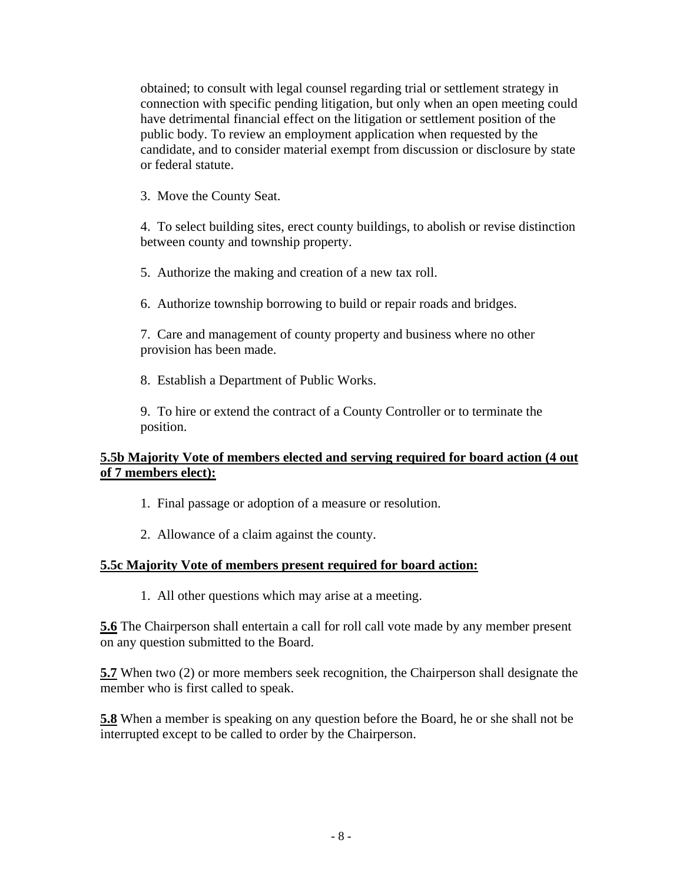obtained; to consult with legal counsel regarding trial or settlement strategy in connection with specific pending litigation, but only when an open meeting could have detrimental financial effect on the litigation or settlement position of the public body. To review an employment application when requested by the candidate, and to consider material exempt from discussion or disclosure by state or federal statute.

3. Move the County Seat.

4. To select building sites, erect county buildings, to abolish or revise distinction between county and township property.

5. Authorize the making and creation of a new tax roll.

6. Authorize township borrowing to build or repair roads and bridges.

7. Care and management of county property and business where no other provision has been made.

8. Establish a Department of Public Works.

9. To hire or extend the contract of a County Controller or to terminate the position.

**5.5b Majority Vote of members elected and serving required for board action (4 out of 7 members elect):**

1. Final passage or adoption of a measure or resolution.

2. Allowance of a claim against the county.

**5.5c Majority Vote of members present required for board action:**

1. All other questions which may arise at a meeting.

**5.6** The Chairperson shall entertain a call for roll call vote made by any member present on any question submitted to the Board.

**5.7** When two (2) or more members seek recognition, the Chairperson shall designate the member who is first called to speak.

**5.8** When a member is speaking on any question before the Board, he or she shall not be interrupted except to be called to order by the Chairperson.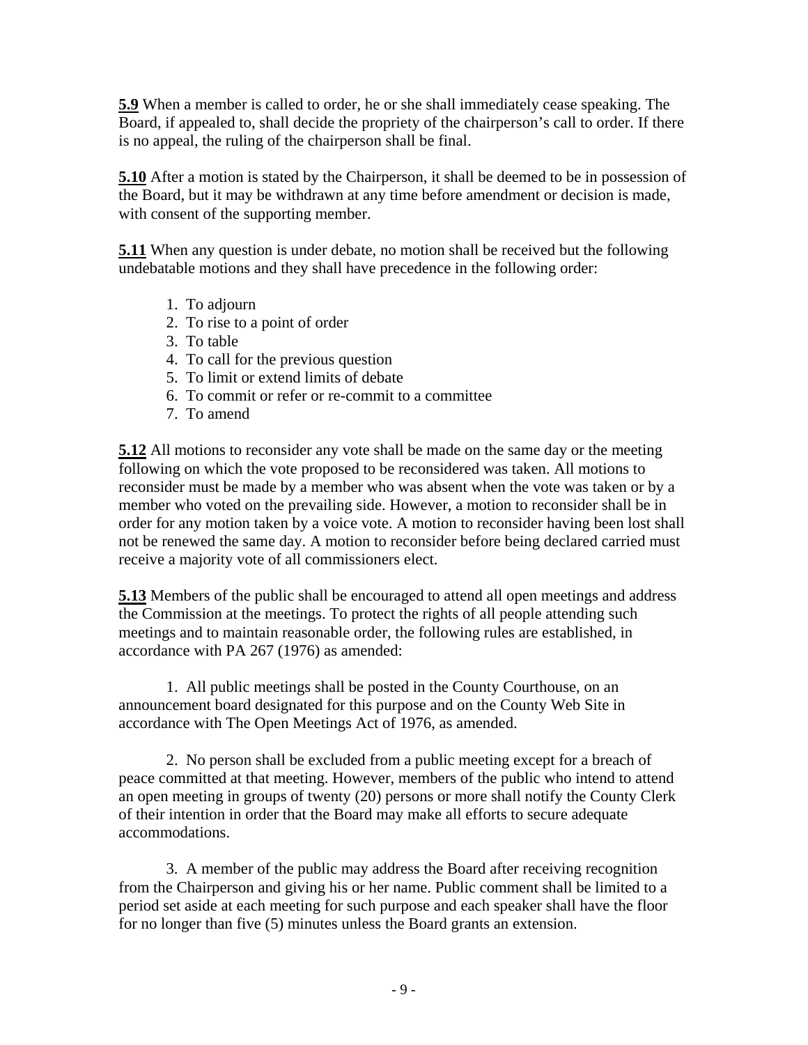**5.9** When a member is called to order, he or she shall immediately cease speaking. The Board, if appealed to, shall decide the propriety of the chairperson's call to order. If there is no appeal, the ruling of the chairperson shall be final.

**5.10** After a motion is stated by the Chairperson, it shall be deemed to be in possession of the Board, but it may be withdrawn at any time before amendment or decision is made, with consent of the supporting member.

**5.11** When any question is under debate, no motion shall be received but the following undebatable motions and they shall have precedence in the following order:

1. To adjourn
2. To rise to a point of order
3. To table
4. To call for the previous question
5. To limit or extend limits of debate
6. To commit or refer or re-commit to a committee
7. To amend

**5.12** All motions to reconsider any vote shall be made on the same day or the meeting following on which the vote proposed to be reconsidered was taken. All motions to reconsider must be made by a member who was absent when the vote was taken or by a member who voted on the prevailing side. However, a motion to reconsider shall be in order for any motion taken by a voice vote. A motion to reconsider having been lost shall not be renewed the same day. A motion to reconsider before being declared carried must receive a majority vote of all commissioners elect.

**5.13** Members of the public shall be encouraged to attend all open meetings and address the Commission at the meetings. To protect the rights of all people attending such meetings and to maintain reasonable order, the following rules are established, in accordance with PA 267 (1976) as amended:

1. All public meetings shall be posted in the County Courthouse, on an announcement board designated for this purpose and on the County Web Site in accordance with The Open Meetings Act of 1976, as amended.

2. No person shall be excluded from a public meeting except for a breach of peace committed at that meeting. However, members of the public who intend to attend an open meeting in groups of twenty (20) persons or more shall notify the County Clerk of their intention in order that the Board may make all efforts to secure adequate accommodations.

3. A member of the public may address the Board after receiving recognition from the Chairperson and giving his or her name. Public comment shall be limited to a period set aside at each meeting for such purpose and each speaker shall have the floor for no longer than five (5) minutes unless the Board grants an extension.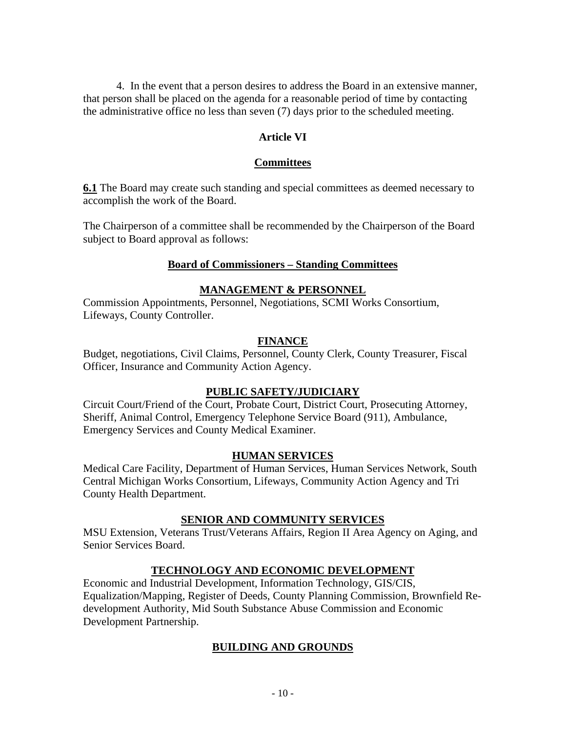4. In the event that a person desires to address the Board in an extensive manner, that person shall be placed on the agenda for a reasonable period of time by contacting the administrative office no less than seven (7) days prior to the scheduled meeting.

## Article VI

## Committees

**6.1** The Board may create such standing and special committees as deemed necessary to accomplish the work of the Board.

The Chairperson of a committee shall be recommended by the Chairperson of the Board subject to Board approval as follows:

### Board of Commissioners – Standing Committees

#### MANAGEMENT & PERSONNEL

Commission Appointments, Personnel, Negotiations, SCMI Works Consortium, Lifeways, County Controller.

#### FINANCE

Budget, negotiations, Civil Claims, Personnel, County Clerk, County Treasurer, Fiscal Officer, Insurance and Community Action Agency.

#### PUBLIC SAFETY/JUDICIARY

Circuit Court/Friend of the Court, Probate Court, District Court, Prosecuting Attorney, Sheriff, Animal Control, Emergency Telephone Service Board (911), Ambulance, Emergency Services and County Medical Examiner.

#### HUMAN SERVICES

Medical Care Facility, Department of Human Services, Human Services Network, South Central Michigan Works Consortium, Lifeways, Community Action Agency and Tri County Health Department.

#### SENIOR AND COMMUNITY SERVICES

MSU Extension, Veterans Trust/Veterans Affairs, Region II Area Agency on Aging, and Senior Services Board.

#### TECHNOLOGY AND ECONOMIC DEVELOPMENT

Economic and Industrial Development, Information Technology, GIS/CIS, Equalization/Mapping, Register of Deeds, County Planning Commission, Brownfield Re-development Authority, Mid South Substance Abuse Commission and Economic Development Partnership.

#### BUILDING AND GROUNDS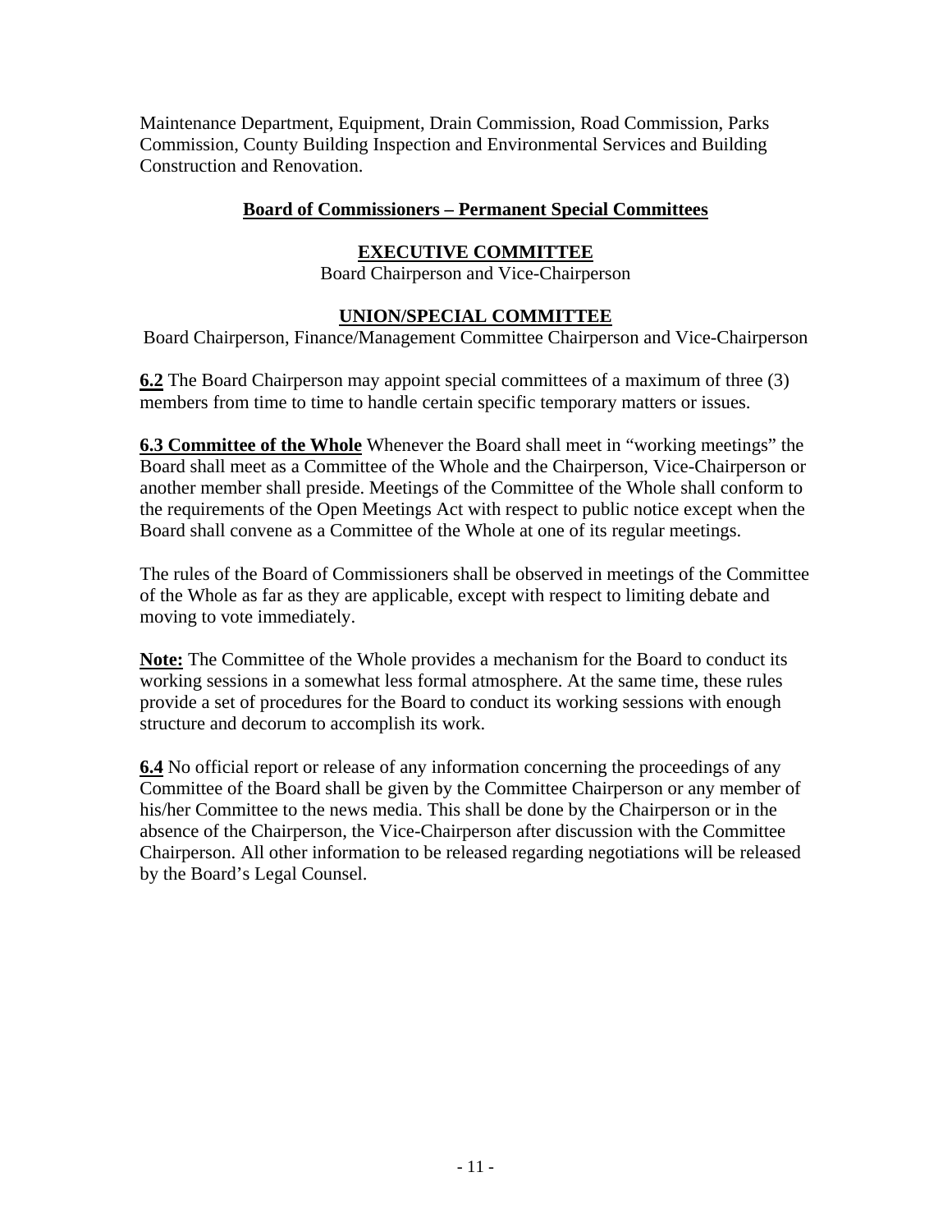Maintenance Department, Equipment, Drain Commission, Road Commission, Parks Commission, County Building Inspection and Environmental Services and Building Construction and Renovation.

## Board of Commissioners – Permanent Special Committees

### EXECUTIVE COMMITTEE

Board Chairperson and Vice-Chairperson

### UNION/SPECIAL COMMITTEE

Board Chairperson, Finance/Management Committee Chairperson and Vice-Chairperson

**6.2** The Board Chairperson may appoint special committees of a maximum of three (3) members from time to time to handle certain specific temporary matters or issues.

**6.3 Committee of the Whole** Whenever the Board shall meet in "working meetings" the Board shall meet as a Committee of the Whole and the Chairperson, Vice-Chairperson or another member shall preside. Meetings of the Committee of the Whole shall conform to the requirements of the Open Meetings Act with respect to public notice except when the Board shall convene as a Committee of the Whole at one of its regular meetings.

The rules of the Board of Commissioners shall be observed in meetings of the Committee of the Whole as far as they are applicable, except with respect to limiting debate and moving to vote immediately.

**Note:** The Committee of the Whole provides a mechanism for the Board to conduct its working sessions in a somewhat less formal atmosphere. At the same time, these rules provide a set of procedures for the Board to conduct its working sessions with enough structure and decorum to accomplish its work.

**6.4** No official report or release of any information concerning the proceedings of any Committee of the Board shall be given by the Committee Chairperson or any member of his/her Committee to the news media. This shall be done by the Chairperson or in the absence of the Chairperson, the Vice-Chairperson after discussion with the Committee Chairperson. All other information to be released regarding negotiations will be released by the Board's Legal Counsel.